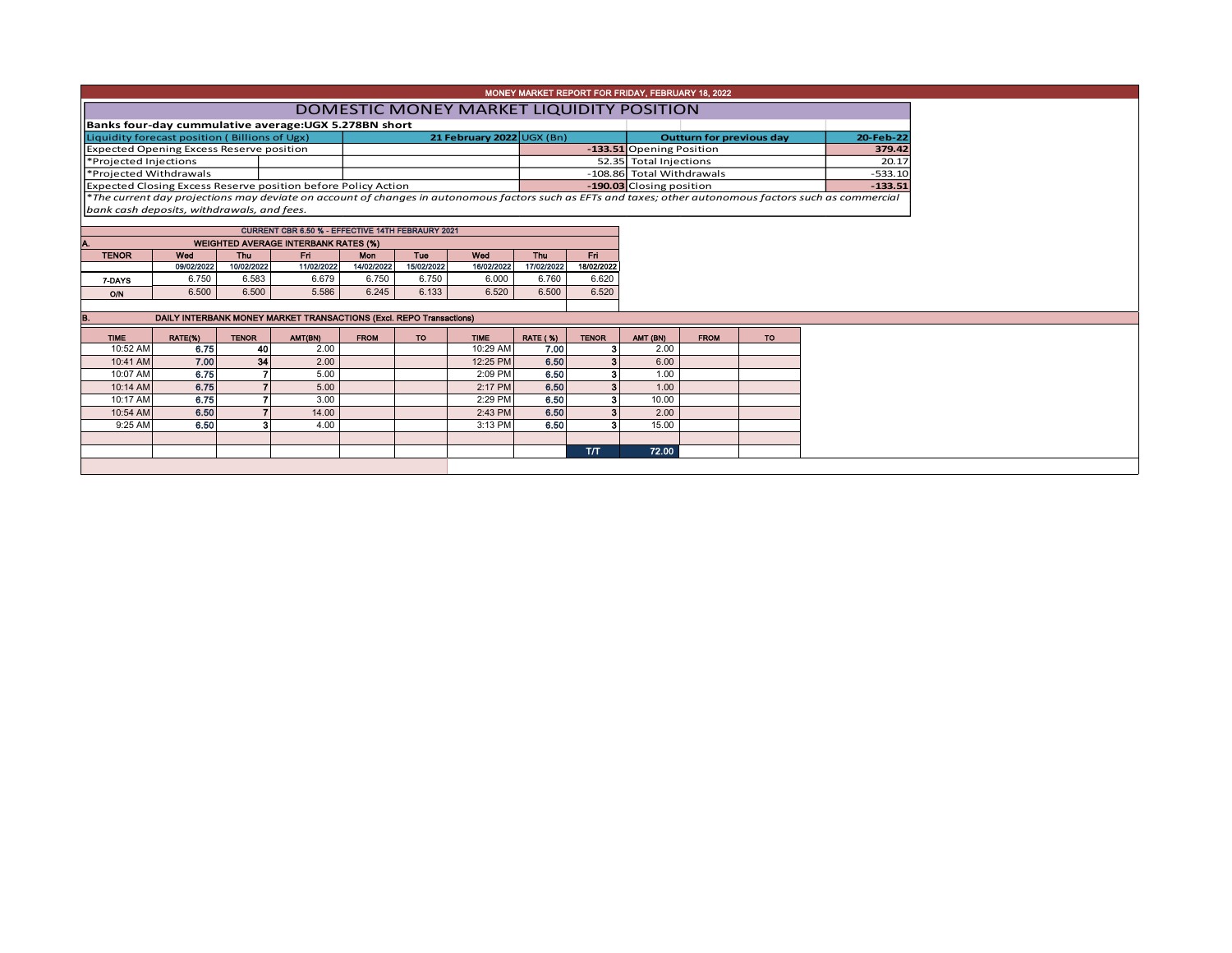# MONEY MARKET REPORT FOR FRIDAY, FEBRUARY 18, 2022

## DOMESTIC MONEY MARKET LIQUIDITY POSITION

**Banks four-day cummulative average:UGX 5.278BN short**

| Liquidity forecast position ( Billions of Ugx) | 21 February 2022 UGX (Bn) | Outturn for previous day | 20-Feb-22 |
|---|---|---|---|
| Expected Opening Excess Reserve position | **-133.51** | Opening Position | **379.42** |
| *Projected Injections | 52.35 | Total Injections | 20.17 |
| *Projected Withdrawals | -108.86 | Total Withdrawals | -533.10 |
| Expected Closing Excess Reserve position before Policy Action | **-190.03** | Closing position | **-133.51** |

*\*The current day projections may deviate on account of changes in autonomous factors such as EFTs and taxes; other autonomous factors such as commercial bank cash deposits, withdrawals, and fees.*

**CURRENT CBR 6.50 % - EFFECTIVE 14TH FEBRAURY 2021**

**A. WEIGHTED AVERAGE INTERBANK RATES (%)**

| TENOR | Wed 09/02/2022 | Thu 10/02/2022 | Fri 11/02/2022 | Mon 14/02/2022 | Tue 15/02/2022 | Wed 16/02/2022 | Thu 17/02/2022 | Fri 18/02/2022 |
|---|---|---|---|---|---|---|---|---|
| 7-DAYS | 6.750 | 6.583 | 6.679 | 6.750 | 6.750 | 6.000 | 6.760 | 6.620 |
| O/N | 6.500 | 6.500 | 5.586 | 6.245 | 6.133 | 6.520 | 6.500 | 6.520 |

**B. DAILY INTERBANK MONEY MARKET TRANSACTIONS (Excl. REPO Transactions)**

| TIME | RATE(%) | TENOR | AMT(BN) | FROM | TO | TIME | RATE ( %) | TENOR | AMT (BN) | FROM | TO |
|---|---|---|---|---|---|---|---|---|---|---|---|
| 10:52 AM | **6.75** | **40** | 2.00 | | | 10:29 AM | **7.00** | **3** | 2.00 | | |
| 10:41 AM | **7.00** | **34** | 2.00 | | | 12:25 PM | **6.50** | **3** | 6.00 | | |
| 10:07 AM | **6.75** | **7** | 5.00 | | | 2:09 PM | **6.50** | **3** | 1.00 | | |
| 10:14 AM | **6.75** | **7** | 5.00 | | | 2:17 PM | **6.50** | **3** | 1.00 | | |
| 10:17 AM | **6.75** | **7** | 3.00 | | | 2:29 PM | **6.50** | **3** | 10.00 | | |
| 10:54 AM | **6.50** | **7** | 14.00 | | | 2:43 PM | **6.50** | **3** | 2.00 | | |
| 9:25 AM | **6.50** | **3** | 4.00 | | | 3:13 PM | **6.50** | **3** | 15.00 | | |
| | | | | | | | | T/T | **72.00** | | |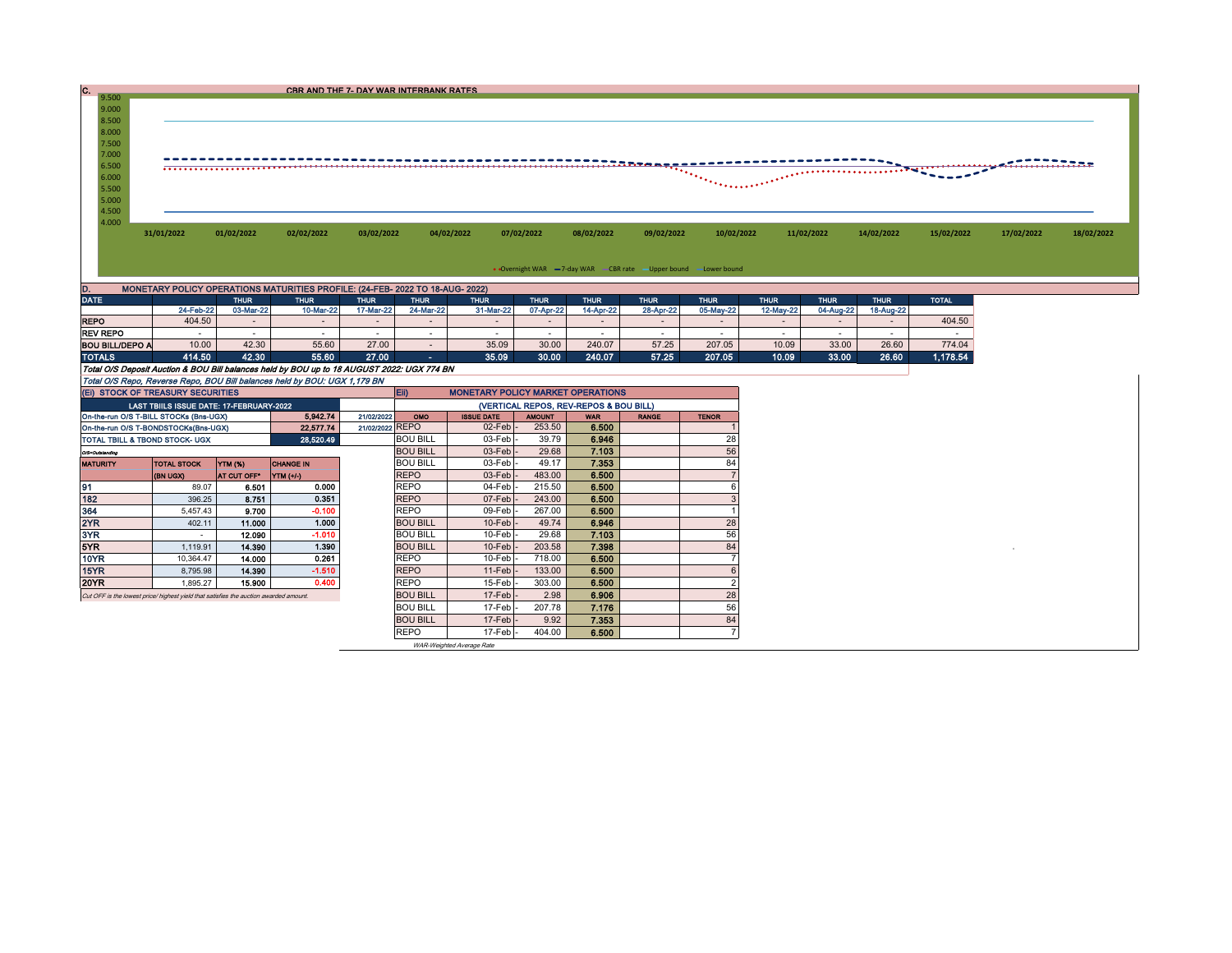## C. CBR AND THE 7- DAY WAR INTERBANK RATES

9.500
9.000
8.500
8.000
7.500
7.000
6.500
6.000
5.500
5.000
4.500
4.000

31/01/2022 01/02/2022 02/02/2022 03/02/2022 04/02/2022 07/02/2022 08/02/2022 09/02/2022 10/02/2022 11/02/2022 14/02/2022 15/02/2022 17/02/2022 18/02/2022

Overnight WAR — 7-day WAR — CBR rate — Upper bound — Lower bound

## D. MONETARY POLICY OPERATIONS MATURITIES PROFILE: (24-FEB- 2022 TO 18-AUG- 2022)

| DATE | | THUR | THUR | THUR | THUR | THUR | THUR | THUR | THUR | THUR | THUR | THUR | THUR | TOTAL |
|---|---|---|---|---|---|---|---|---|---|---|---|---|---|---|
| | 24-Feb-22 | 03-Mar-22 | 10-Mar-22 | 17-Mar-22 | 24-Mar-22 | 31-Mar-22 | 07-Apr-22 | 14-Apr-22 | 28-Apr-22 | 05-May-22 | 12-May-22 | 04-Aug-22 | 18-Aug-22 | |
| REPO | 404.50 | - | - | - | - | - | - | - | - | - | - | - | - | 404.50 |
| REV REPO | - | - | - | - | - | - | - | - | - | - | - | - | - | - |
| BOU BILL/DEPO A | 10.00 | 42.30 | 55.60 | 27.00 | - | 35.09 | 30.00 | 240.07 | 57.25 | 207.05 | 10.09 | 33.00 | 26.60 | 774.04 |
| TOTALS | 414.50 | 42.30 | 55.60 | 27.00 | - | 35.09 | 30.00 | 240.07 | 57.25 | 207.05 | 10.09 | 33.00 | 26.60 | 1,178.54 |

*Total O/S Deposit Auction & BOU Bill balances held by BOU up to 18 AUGUST 2022: UGX 774 BN*

*Total O/S Repo, Reverse Repo, BOU Bill balances held by BOU: UGX 1,179 BN*

### (Ei) STOCK OF TREASURY SECURITIES

| LAST TBIILS ISSUE DATE: 17-FEBRUARY-2022 | | |
|---|---|---|
| On-the-run O/S T-BILL STOCKs (Bns-UGX) | 5,942.74 | 21/02/2022 |
| On-the-run O/S T-BONDSTOCKs(Bns-UGX) | 22,577.74 | 21/02/2022 |
| TOTAL TBILL & TBOND STOCK- UGX | 28,520.49 | |

O/S=Outstanding

| MATURITY | TOTAL STOCK (BN UGX) | YTM (%) AT CUT OFF* | CHANGE IN YTM (+/-) |
|---|---|---|---|
| 91 | 89.07 | 6.501 | 0.000 |
| 182 | 396.25 | 8.751 | 0.351 |
| 364 | 5,457.43 | 9.700 | -0.100 |
| 2YR | 402.11 | 11.000 | 1.000 |
| 3YR | - | 12.090 | -1.010 |
| 5YR | 1,119.91 | 14.390 | 1.390 |
| 10YR | 10,364.47 | 14.000 | 0.261 |
| 15YR | 8,795.98 | 14.390 | -1.510 |
| 20YR | 1,895.27 | 15.900 | 0.400 |

*Cut OFF is the lowest price/ highest yield that satisfies the auction awarded amount.*

### Eii) MONETARY POLICY MARKET OPERATIONS

(VERTICAL REPOS, REV-REPOS & BOU BILL)

| OMO | ISSUE DATE | AMOUNT | WAR | RANGE | TENOR |
|---|---|---|---|---|---|
| REPO | 02-Feb | 253.50 | 6.500 | | 1 |
| BOU BILL | 03-Feb | 39.79 | 6.946 | | 28 |
| BOU BILL | 03-Feb | 29.68 | 7.103 | | 56 |
| BOU BILL | 03-Feb | 49.17 | 7.353 | | 84 |
| REPO | 03-Feb | 483.00 | 6.500 | | 7 |
| REPO | 04-Feb | 215.50 | 6.500 | | 6 |
| REPO | 07-Feb | 243.00 | 6.500 | | 3 |
| REPO | 09-Feb | 267.00 | 6.500 | | 1 |
| BOU BILL | 10-Feb | 49.74 | 6.946 | | 28 |
| BOU BILL | 10-Feb | 29.68 | 7.103 | | 56 |
| BOU BILL | 10-Feb | 203.58 | 7.398 | | 84 |
| REPO | 10-Feb | 718.00 | 6.500 | | 7 |
| REPO | 11-Feb | 133.00 | 6.500 | | 6 |
| REPO | 15-Feb | 303.00 | 6.500 | | 2 |
| BOU BILL | 17-Feb | 2.98 | 6.906 | | 28 |
| BOU BILL | 17-Feb | 207.78 | 7.176 | | 56 |
| BOU BILL | 17-Feb | 9.92 | 7.353 | | 84 |
| REPO | 17-Feb | 404.00 | 6.500 | | 7 |

*WAR-Weighted Average Rate*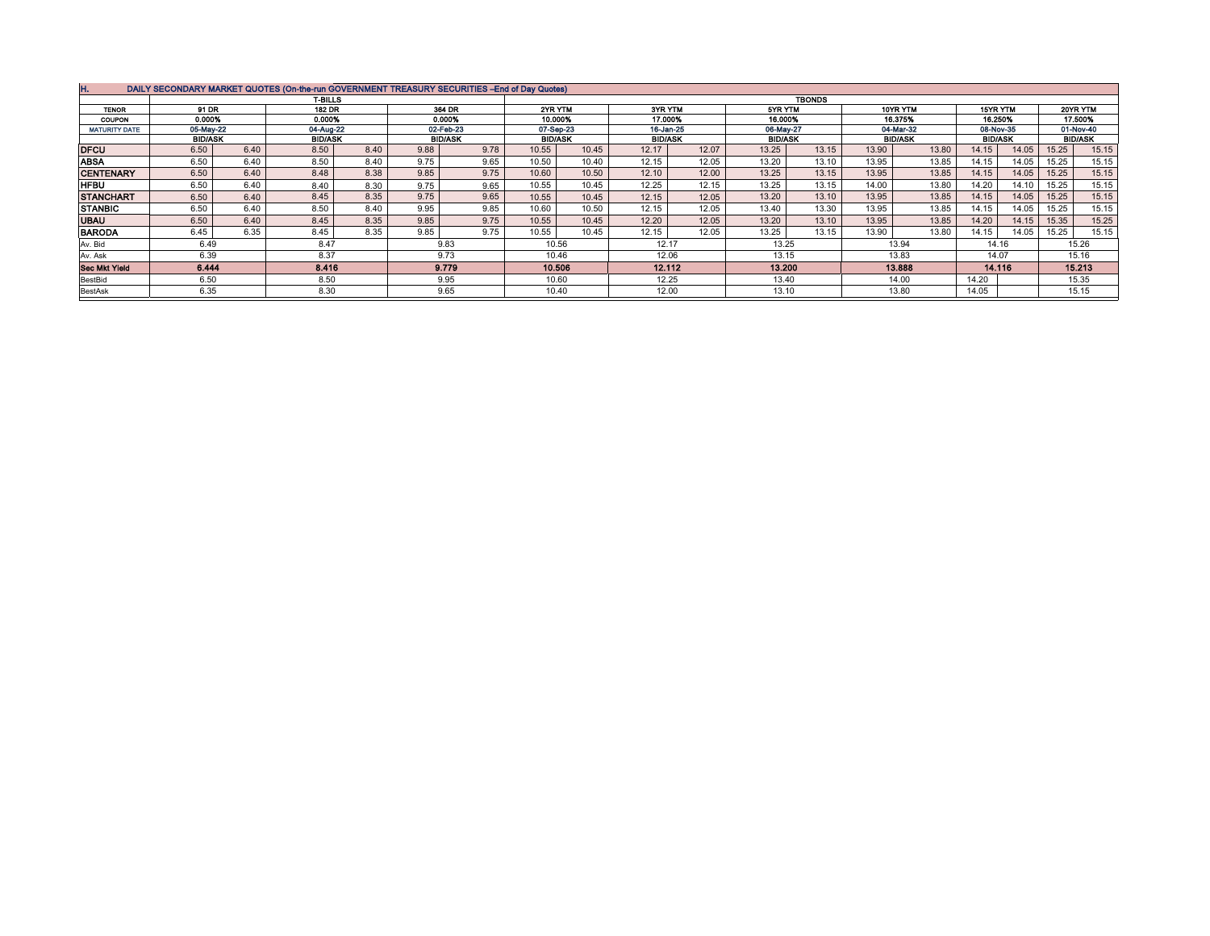| H. | DAILY SECONDARY MARKET QUOTES (On-the-run GOVERNMENT TREASURY SECURITIES –End of Day Quotes) | | | | | | | | | | | | | | | | | |
|---|---|---|---|---|---|---|---|---|---|---|---|---|---|---|---|---|---|---|
| | T-BILLS | | | | | | TBONDS | | | | | | | | | | | |
| TENOR | 91 DR | | 182 DR | | 364 DR | | 2YR YTM | | 3YR YTM | | 5YR YTM | | 10YR YTM | | 15YR YTM | | 20YR YTM | |
| COUPON | 0.000% | | 0.000% | | 0.000% | | 10.000% | | 17.000% | | 16.000% | | 16.375% | | 16.250% | | 17.500% | |
| MATURITY DATE | 05-May-22 | | 04-Aug-22 | | 02-Feb-23 | | 07-Sep-23 | | 16-Jan-25 | | 06-May-27 | | 04-Mar-32 | | 08-Nov-35 | | 01-Nov-40 | |
| | BID/ASK | | BID/ASK | | BID/ASK | | BID/ASK | | BID/ASK | | BID/ASK | | BID/ASK | | BID/ASK | | BID/ASK | |
| **DFCU** | 6.50 | 6.40 | 8.50 | 8.40 | 9.88 | 9.78 | 10.55 | 10.45 | 12.17 | 12.07 | 13.25 | 13.15 | 13.90 | 13.80 | 14.15 | 14.05 | 15.25 | 15.15 |
| **ABSA** | 6.50 | 6.40 | 8.50 | 8.40 | 9.75 | 9.65 | 10.50 | 10.40 | 12.15 | 12.05 | 13.20 | 13.10 | 13.95 | 13.85 | 14.15 | 14.05 | 15.25 | 15.15 |
| **CENTENARY** | 6.50 | 6.40 | 8.48 | 8.38 | 9.85 | 9.75 | 10.60 | 10.50 | 12.10 | 12.00 | 13.25 | 13.15 | 13.95 | 13.85 | 14.15 | 14.05 | 15.25 | 15.15 |
| **HFBU** | 6.50 | 6.40 | 8.40 | 8.30 | 9.75 | 9.65 | 10.55 | 10.45 | 12.25 | 12.15 | 13.25 | 13.15 | 14.00 | 13.80 | 14.20 | 14.10 | 15.25 | 15.15 |
| **STANCHART** | 6.50 | 6.40 | 8.45 | 8.35 | 9.75 | 9.65 | 10.55 | 10.45 | 12.15 | 12.05 | 13.20 | 13.10 | 13.95 | 13.85 | 14.15 | 14.05 | 15.25 | 15.15 |
| **STANBIC** | 6.50 | 6.40 | 8.50 | 8.40 | 9.95 | 9.85 | 10.60 | 10.50 | 12.15 | 12.05 | 13.40 | 13.30 | 13.95 | 13.85 | 14.15 | 14.05 | 15.25 | 15.15 |
| **UBAU** | 6.50 | 6.40 | 8.45 | 8.35 | 9.85 | 9.75 | 10.55 | 10.45 | 12.20 | 12.05 | 13.20 | 13.10 | 13.95 | 13.85 | 14.20 | 14.15 | 15.35 | 15.25 |
| **BARODA** | 6.45 | 6.35 | 8.45 | 8.35 | 9.85 | 9.75 | 10.55 | 10.45 | 12.15 | 12.05 | 13.25 | 13.15 | 13.90 | 13.80 | 14.15 | 14.05 | 15.25 | 15.15 |
| Av. Bid | 6.49 | | 8.47 | | 9.83 | | 10.56 | | 12.17 | | 13.25 | | 13.94 | | 14.16 | | 15.26 | |
| Av. Ask | 6.39 | | 8.37 | | 9.73 | | 10.46 | | 12.06 | | 13.15 | | 13.83 | | 14.07 | | 15.16 | |
| **Sec Mkt Yield** | **6.444** | | **8.416** | | **9.779** | | **10.506** | | **12.112** | | **13.200** | | **13.888** | | **14.116** | | **15.213** | |
| BestBid | 6.50 | | 8.50 | | 9.95 | | 10.60 | | 12.25 | | 13.40 | | 14.00 | | 14.20 | | 15.35 | |
| BestAsk | 6.35 | | 8.30 | | 9.65 | | 10.40 | | 12.00 | | 13.10 | | 13.80 | | 14.05 | | 15.15 | |